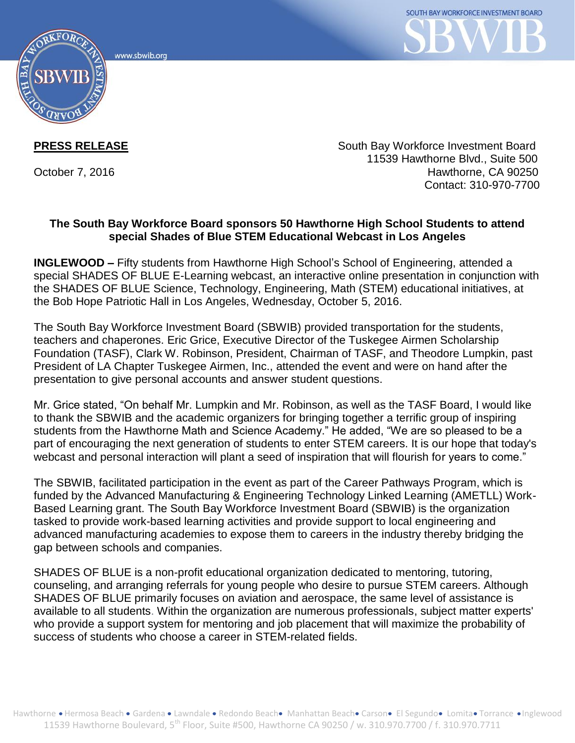SOUTH BAY WORKFORCE INVESTMENT BOARD

SBWIB

www.sbwib.org

**PRESS RELEASE**

October 7, 2016

South Bay Workforce Investment Board
11539 Hawthorne Blvd., Suite 500
Hawthorne, CA 90250
Contact: 310-970-7700

## The South Bay Workforce Board sponsors 50 Hawthorne High School Students to attend special Shades of Blue STEM Educational Webcast in Los Angeles

**INGLEWOOD –** Fifty students from Hawthorne High School's School of Engineering, attended a special SHADES OF BLUE E-Learning webcast, an interactive online presentation in conjunction with the SHADES OF BLUE Science, Technology, Engineering, Math (STEM) educational initiatives, at the Bob Hope Patriotic Hall in Los Angeles, Wednesday, October 5, 2016.

The South Bay Workforce Investment Board (SBWIB) provided transportation for the students, teachers and chaperones. Eric Grice, Executive Director of the Tuskegee Airmen Scholarship Foundation (TASF), Clark W. Robinson, President, Chairman of TASF, and Theodore Lumpkin, past President of LA Chapter Tuskegee Airmen, Inc., attended the event and were on hand after the presentation to give personal accounts and answer student questions.

Mr. Grice stated, "On behalf Mr. Lumpkin and Mr. Robinson, as well as the TASF Board, I would like to thank the SBWIB and the academic organizers for bringing together a terrific group of inspiring students from the Hawthorne Math and Science Academy." He added, "We are so pleased to be a part of encouraging the next generation of students to enter STEM careers. It is our hope that today's webcast and personal interaction will plant a seed of inspiration that will flourish for years to come."

The SBWIB, facilitated participation in the event as part of the Career Pathways Program, which is funded by the Advanced Manufacturing & Engineering Technology Linked Learning (AMETLL) Work-Based Learning grant. The South Bay Workforce Investment Board (SBWIB) is the organization tasked to provide work-based learning activities and provide support to local engineering and advanced manufacturing academies to expose them to careers in the industry thereby bridging the gap between schools and companies.

SHADES OF BLUE is a non-profit educational organization dedicated to mentoring, tutoring, counseling, and arranging referrals for young people who desire to pursue STEM careers. Although SHADES OF BLUE primarily focuses on aviation and aerospace, the same level of assistance is available to all students. Within the organization are numerous professionals, subject matter experts' who provide a support system for mentoring and job placement that will maximize the probability of success of students who choose a career in STEM-related fields.

Hawthorne • Hermosa Beach • Gardena • Lawndale • Redondo Beach • Manhattan Beach • Carson • El Segundo • Lomita • Torrance • Inglewood
11539 Hawthorne Boulevard, 5th Floor, Suite #500, Hawthorne CA 90250 / w. 310.970.7700 / f. 310.970.7711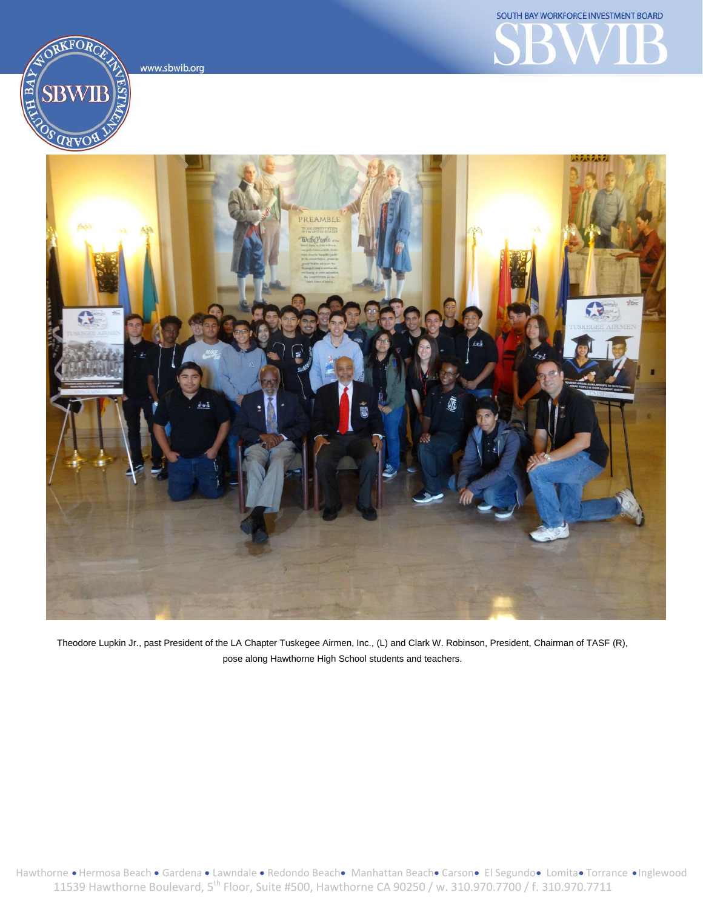Theodore Lupkin Jr., past President of the LA Chapter Tuskegee Airmen, Inc., (L) and Clark W. Robinson, President, Chairman of TASF (R), pose along Hawthorne High School students and teachers.